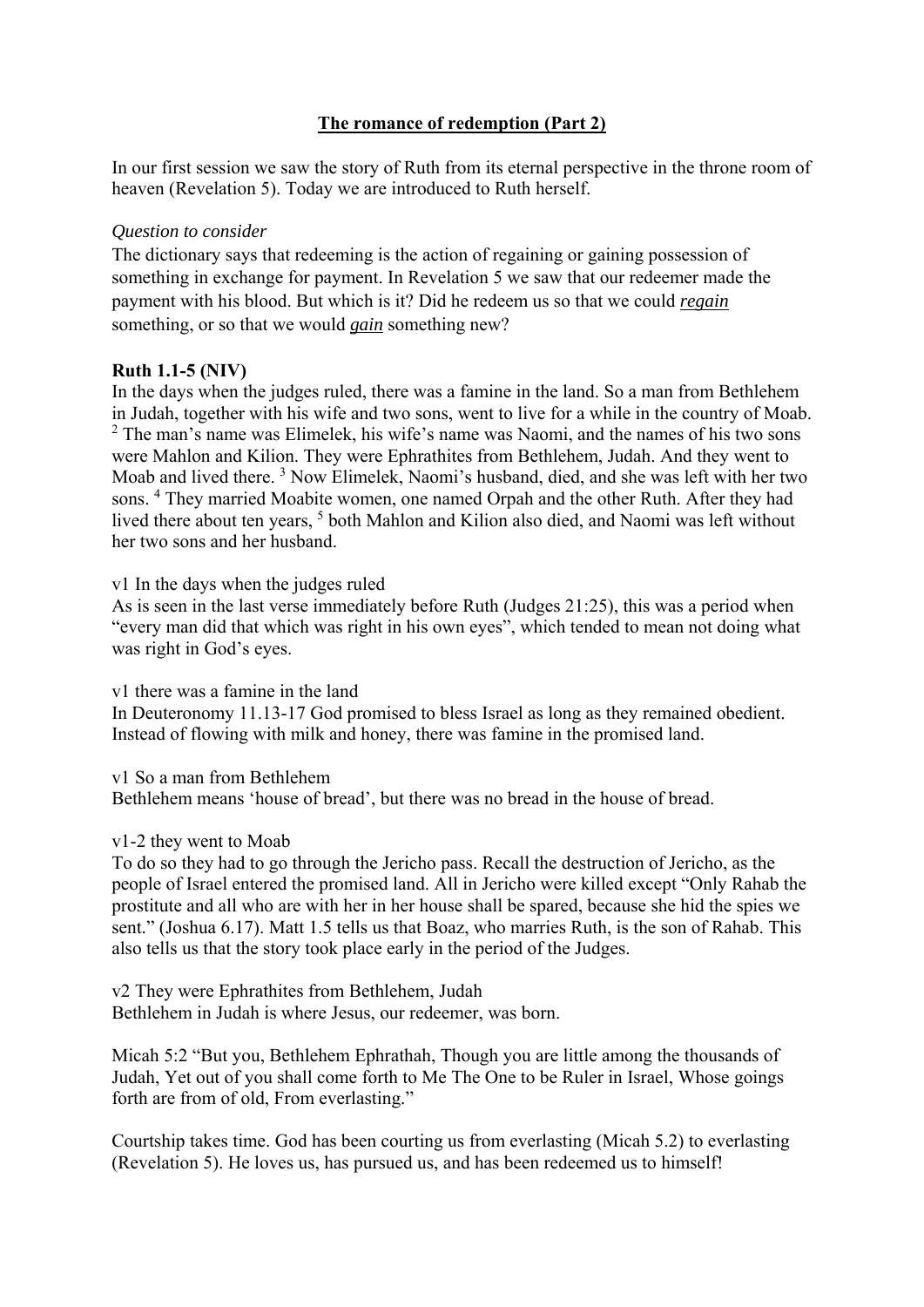# **The romance of redemption (Part 2)**

In our first session we saw the story of Ruth from its eternal perspective in the throne room of heaven (Revelation 5). Today we are introduced to Ruth herself.

*Question to consider*

The dictionary says that redeeming is the action of regaining or gaining possession of something in exchange for payment. In Revelation 5 we saw that our redeemer made the payment with his blood. But which is it? Did he redeem us so that we could ***regain*** something, or so that we would ***gain*** something new?

**Ruth 1.1-5 (NIV)**

In the days when the judges ruled, there was a famine in the land. So a man from Bethlehem in Judah, together with his wife and two sons, went to live for a while in the country of Moab. [2] The man's name was Elimelek, his wife's name was Naomi, and the names of his two sons were Mahlon and Kilion. They were Ephrathites from Bethlehem, Judah. And they went to Moab and lived there. [3] Now Elimelek, Naomi's husband, died, and she was left with her two sons. [4] They married Moabite women, one named Orpah and the other Ruth. After they had lived there about ten years, [5] both Mahlon and Kilion also died, and Naomi was left without her two sons and her husband.

v1 In the days when the judges ruled

As is seen in the last verse immediately before Ruth (Judges 21:25), this was a period when "every man did that which was right in his own eyes", which tended to mean not doing what was right in God's eyes.

v1 there was a famine in the land

In Deuteronomy 11.13-17 God promised to bless Israel as long as they remained obedient. Instead of flowing with milk and honey, there was famine in the promised land.

v1 So a man from Bethlehem

Bethlehem means 'house of bread', but there was no bread in the house of bread.

v1-2 they went to Moab

To do so they had to go through the Jericho pass. Recall the destruction of Jericho, as the people of Israel entered the promised land. All in Jericho were killed except "Only Rahab the prostitute and all who are with her in her house shall be spared, because she hid the spies we sent." (Joshua 6.17). Matt 1.5 tells us that Boaz, who marries Ruth, is the son of Rahab. This also tells us that the story took place early in the period of the Judges.

v2 They were Ephrathites from Bethlehem, Judah

Bethlehem in Judah is where Jesus, our redeemer, was born.

Micah 5:2 "But you, Bethlehem Ephrathah, Though you are little among the thousands of Judah, Yet out of you shall come forth to Me The One to be Ruler in Israel, Whose goings forth are from of old, From everlasting."

Courtship takes time. God has been courting us from everlasting (Micah 5.2) to everlasting (Revelation 5). He loves us, has pursued us, and has been redeemed us to himself!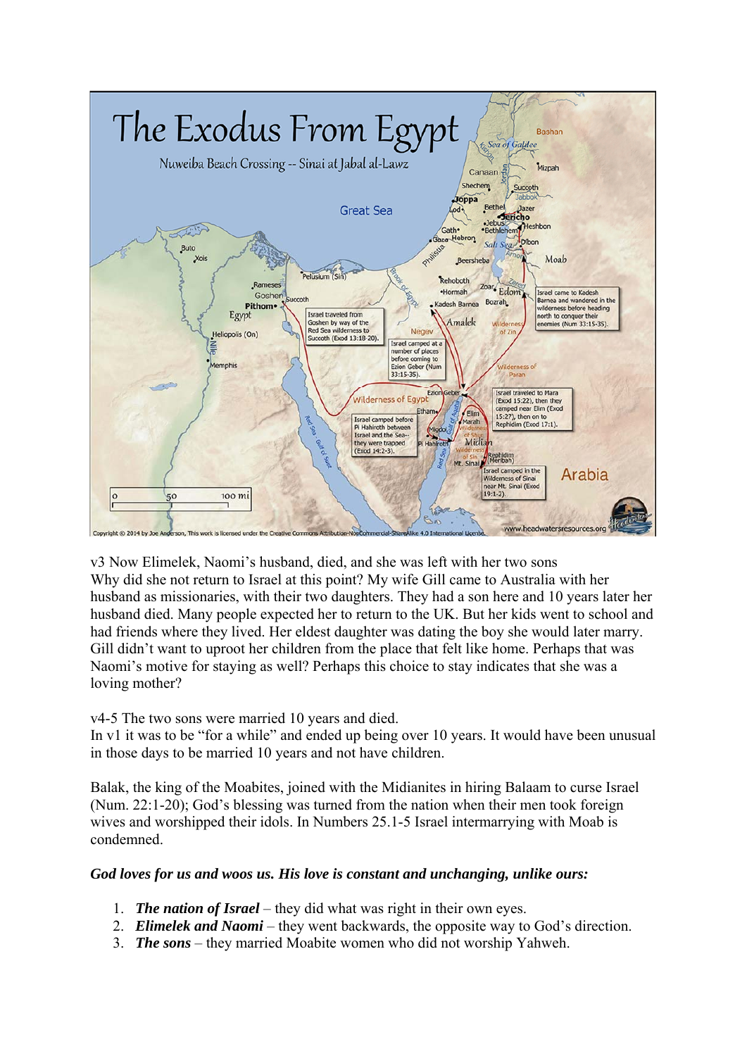v3 Now Elimelek, Naomi's husband, died, and she was left with her two sons
Why did she not return to Israel at this point? My wife Gill came to Australia with her husband as missionaries, with their two daughters. They had a son here and 10 years later her husband died. Many people expected her to return to the UK. But her kids went to school and had friends where they lived. Her eldest daughter was dating the boy she would later marry. Gill didn't want to uproot her children from the place that felt like home. Perhaps that was Naomi's motive for staying as well? Perhaps this choice to stay indicates that she was a loving mother?

v4-5 The two sons were married 10 years and died.
In v1 it was to be "for a while" and ended up being over 10 years. It would have been unusual in those days to be married 10 years and not have children.

Balak, the king of the Moabites, joined with the Midianites in hiring Balaam to curse Israel (Num. 22:1-20); God's blessing was turned from the nation when their men took foreign wives and worshipped their idols. In Numbers 25.1-5 Israel intermarrying with Moab is condemned.

***God loves for us and woos us. His love is constant and unchanging, unlike ours:***

1. ***The nation of Israel*** – they did what was right in their own eyes.
2. ***Elimelek and Naomi*** – they went backwards, the opposite way to God's direction.
3. ***The sons*** – they married Moabite women who did not worship Yahweh.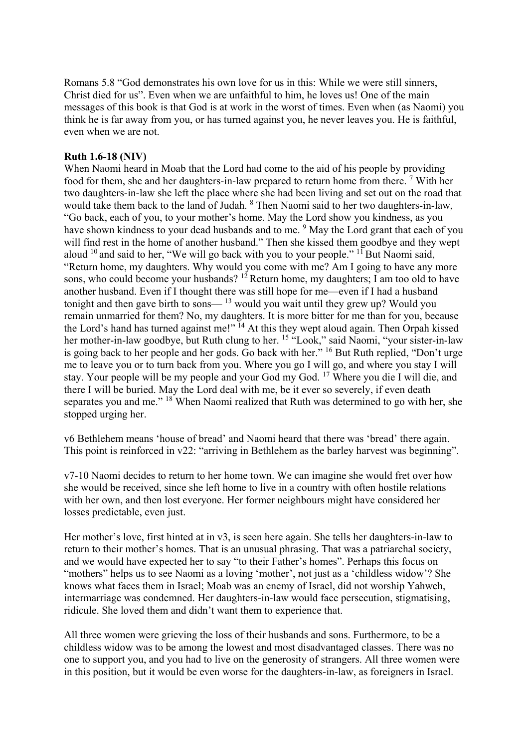Romans 5.8 “God demonstrates his own love for us in this: While we were still sinners, Christ died for us”. Even when we are unfaithful to him, he loves us! One of the main messages of this book is that God is at work in the worst of times. Even when (as Naomi) you think he is far away from you, or has turned against you, he never leaves you. He is faithful, even when we are not.

**Ruth 1.6-18 (NIV)**

When Naomi heard in Moab that the Lord had come to the aid of his people by providing food for them, she and her daughters-in-law prepared to return home from there. [7] With her two daughters-in-law she left the place where she had been living and set out on the road that would take them back to the land of Judah. [8] Then Naomi said to her two daughters-in-law, “Go back, each of you, to your mother’s home. May the Lord show you kindness, as you have shown kindness to your dead husbands and to me. [9] May the Lord grant that each of you will find rest in the home of another husband.” Then she kissed them goodbye and they wept aloud [10] and said to her, “We will go back with you to your people.” [11] But Naomi said, “Return home, my daughters. Why would you come with me? Am I going to have any more sons, who could become your husbands? [12] Return home, my daughters; I am too old to have another husband. Even if I thought there was still hope for me—even if I had a husband tonight and then gave birth to sons— [13] would you wait until they grew up? Would you remain unmarried for them? No, my daughters. It is more bitter for me than for you, because the Lord’s hand has turned against me!” [14] At this they wept aloud again. Then Orpah kissed her mother-in-law goodbye, but Ruth clung to her. [15] “Look,” said Naomi, “your sister-in-law is going back to her people and her gods. Go back with her.” [16] But Ruth replied, “Don’t urge me to leave you or to turn back from you. Where you go I will go, and where you stay I will stay. Your people will be my people and your God my God. [17] Where you die I will die, and there I will be buried. May the Lord deal with me, be it ever so severely, if even death separates you and me.” [18] When Naomi realized that Ruth was determined to go with her, she stopped urging her.

v6 Bethlehem means ‘house of bread’ and Naomi heard that there was ‘bread’ there again. This point is reinforced in v22: “arriving in Bethlehem as the barley harvest was beginning”.

v7-10 Naomi decides to return to her home town. We can imagine she would fret over how she would be received, since she left home to live in a country with often hostile relations with her own, and then lost everyone. Her former neighbours might have considered her losses predictable, even just.

Her mother’s love, first hinted at in v3, is seen here again. She tells her daughters-in-law to return to their mother’s homes. That is an unusual phrasing. That was a patriarchal society, and we would have expected her to say “to their Father’s homes”. Perhaps this focus on “mothers” helps us to see Naomi as a loving ‘mother’, not just as a ‘childless widow’? She knows what faces them in Israel; Moab was an enemy of Israel, did not worship Yahweh, intermarriage was condemned. Her daughters-in-law would face persecution, stigmatising, ridicule. She loved them and didn’t want them to experience that.

All three women were grieving the loss of their husbands and sons. Furthermore, to be a childless widow was to be among the lowest and most disadvantaged classes. There was no one to support you, and you had to live on the generosity of strangers. All three women were in this position, but it would be even worse for the daughters-in-law, as foreigners in Israel.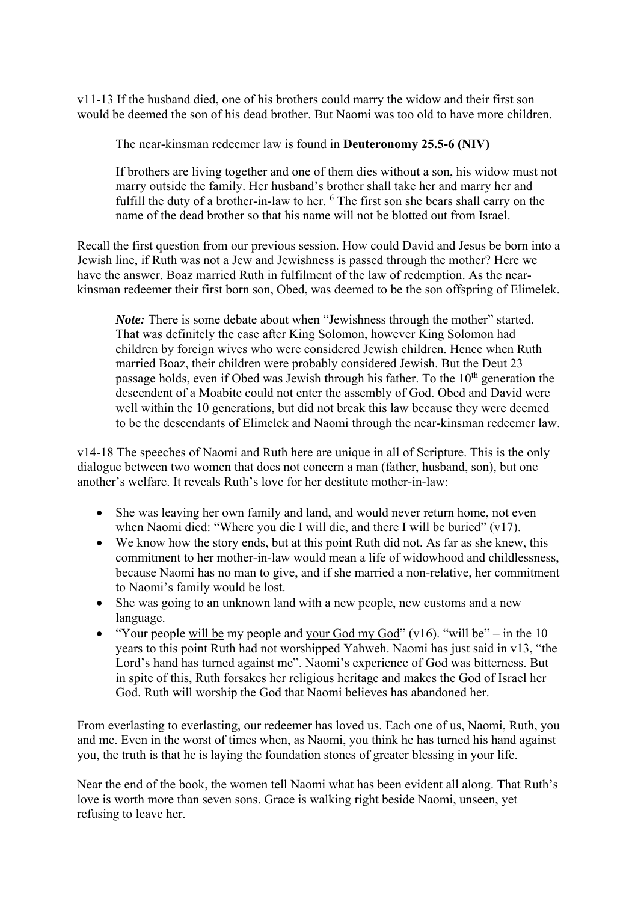v11-13 If the husband died, one of his brothers could marry the widow and their first son would be deemed the son of his dead brother. But Naomi was too old to have more children.

> The near-kinsman redeemer law is found in **Deuteronomy 25.5-6 (NIV)**
>
> If brothers are living together and one of them dies without a son, his widow must not marry outside the family. Her husband's brother shall take her and marry her and fulfill the duty of a brother-in-law to her. [6] The first son she bears shall carry on the name of the dead brother so that his name will not be blotted out from Israel.

Recall the first question from our previous session. How could David and Jesus be born into a Jewish line, if Ruth was not a Jew and Jewishness is passed through the mother? Here we have the answer. Boaz married Ruth in fulfilment of the law of redemption. As the near-kinsman redeemer their first born son, Obed, was deemed to be the son offspring of Elimelek.

> ***Note:*** There is some debate about when "Jewishness through the mother" started. That was definitely the case after King Solomon, however King Solomon had children by foreign wives who were considered Jewish children. Hence when Ruth married Boaz, their children were probably considered Jewish. But the Deut 23 passage holds, even if Obed was Jewish through his father. To the 10th generation the descendent of a Moabite could not enter the assembly of God. Obed and David were well within the 10 generations, but did not break this law because they were deemed to be the descendants of Elimelek and Naomi through the near-kinsman redeemer law.

v14-18 The speeches of Naomi and Ruth here are unique in all of Scripture. This is the only dialogue between two women that does not concern a man (father, husband, son), but one another's welfare. It reveals Ruth's love for her destitute mother-in-law:

- She was leaving her own family and land, and would never return home, not even when Naomi died: "Where you die I will die, and there I will be buried" (v17).
- We know how the story ends, but at this point Ruth did not. As far as she knew, this commitment to her mother-in-law would mean a life of widowhood and childlessness, because Naomi has no man to give, and if she married a non-relative, her commitment to Naomi's family would be lost.
- She was going to an unknown land with a new people, new customs and a new language.
- "Your people <u>will be</u> my people and <u>your God my God</u>" (v16). "will be" – in the 10 years to this point Ruth had not worshipped Yahweh. Naomi has just said in v13, "the Lord's hand has turned against me". Naomi's experience of God was bitterness. But in spite of this, Ruth forsakes her religious heritage and makes the God of Israel her God. Ruth will worship the God that Naomi believes has abandoned her.

From everlasting to everlasting, our redeemer has loved us. Each one of us, Naomi, Ruth, you and me. Even in the worst of times when, as Naomi, you think he has turned his hand against you, the truth is that he is laying the foundation stones of greater blessing in your life.

Near the end of the book, the women tell Naomi what has been evident all along. That Ruth's love is worth more than seven sons. Grace is walking right beside Naomi, unseen, yet refusing to leave her.